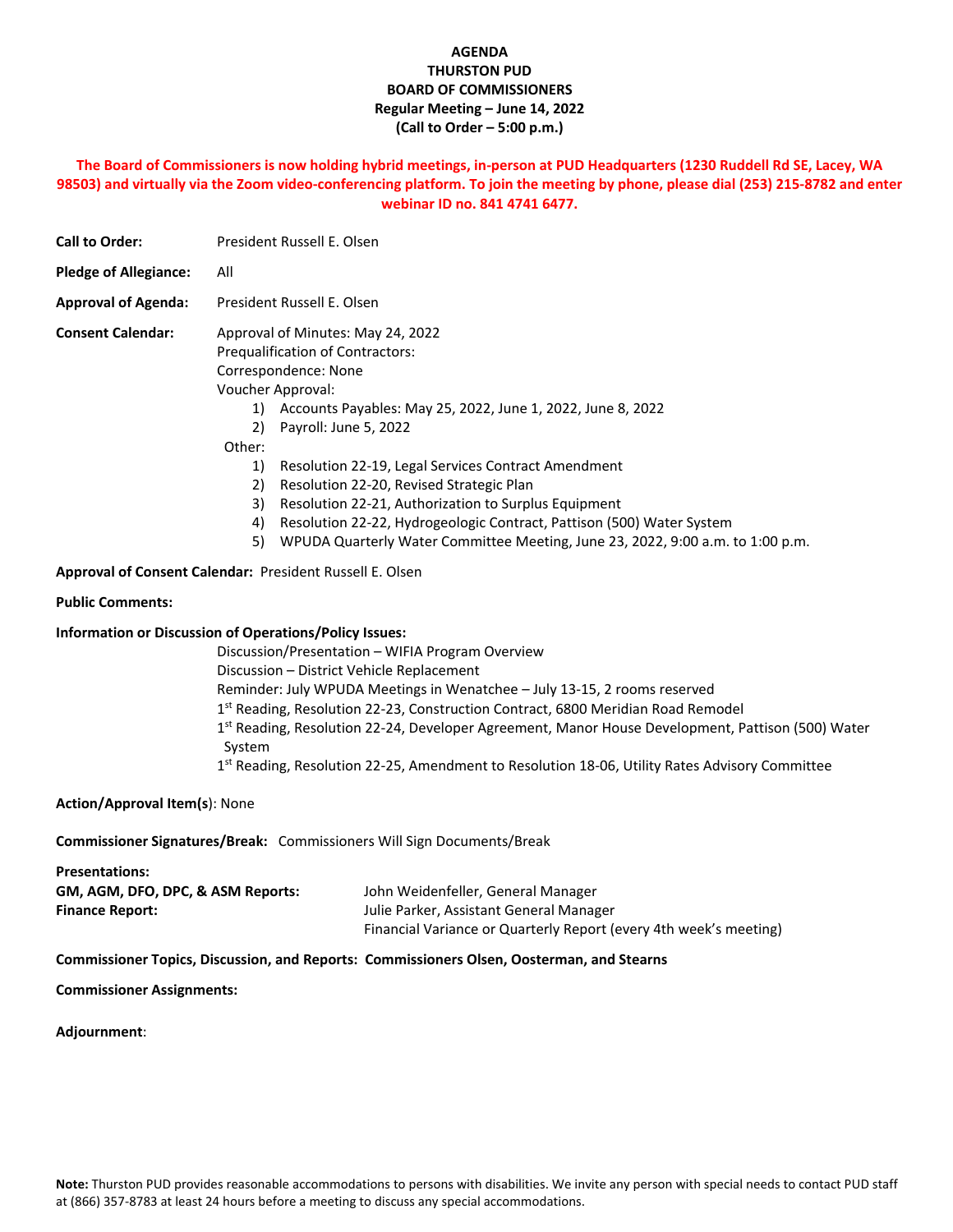# AGENDA
## THURSTON PUD
## BOARD OF COMMISSIONERS
### Regular Meeting – June 14, 2022
### (Call to Order – 5:00 p.m.)

**The Board of Commissioners is now holding hybrid meetings, in-person at PUD Headquarters (1230 Ruddell Rd SE, Lacey, WA 98503) and virtually via the Zoom video-conferencing platform. To join the meeting by phone, please dial (253) 215-8782 and enter webinar ID no. 841 4741 6477.**

**Call to Order:** President Russell E. Olsen

**Pledge of Allegiance:** All

**Approval of Agenda:** President Russell E. Olsen

**Consent Calendar:**

Approval of Minutes: May 24, 2022
Prequalification of Contractors:
Correspondence: None
Voucher Approval:

1) Accounts Payables: May 25, 2022, June 1, 2022, June 8, 2022
2) Payroll: June 5, 2022

Other:

1) Resolution 22-19, Legal Services Contract Amendment
2) Resolution 22-20, Revised Strategic Plan
3) Resolution 22-21, Authorization to Surplus Equipment
4) Resolution 22-22, Hydrogeologic Contract, Pattison (500) Water System
5) WPUDA Quarterly Water Committee Meeting, June 23, 2022, 9:00 a.m. to 1:00 p.m.

**Approval of Consent Calendar:** President Russell E. Olsen

**Public Comments:**

**Information or Discussion of Operations/Policy Issues:**

Discussion/Presentation – WIFIA Program Overview
Discussion – District Vehicle Replacement
Reminder: July WPUDA Meetings in Wenatchee – July 13-15, 2 rooms reserved
1st Reading, Resolution 22-23, Construction Contract, 6800 Meridian Road Remodel
1st Reading, Resolution 22-24, Developer Agreement, Manor House Development, Pattison (500) Water System
1st Reading, Resolution 22-25, Amendment to Resolution 18-06, Utility Rates Advisory Committee

**Action/Approval Item(s)**: None

**Commissioner Signatures/Break:** Commissioners Will Sign Documents/Break

**Presentations:**

**GM, AGM, DFO, DPC, & ASM Reports:** John Weidenfeller, General Manager

**Finance Report:** Julie Parker, Assistant General Manager
Financial Variance or Quarterly Report (every 4th week's meeting)

**Commissioner Topics, Discussion, and Reports: Commissioners Olsen, Oosterman, and Stearns**

**Commissioner Assignments:**

**Adjournment**:

**Note:** Thurston PUD provides reasonable accommodations to persons with disabilities. We invite any person with special needs to contact PUD staff at (866) 357-8783 at least 24 hours before a meeting to discuss any special accommodations.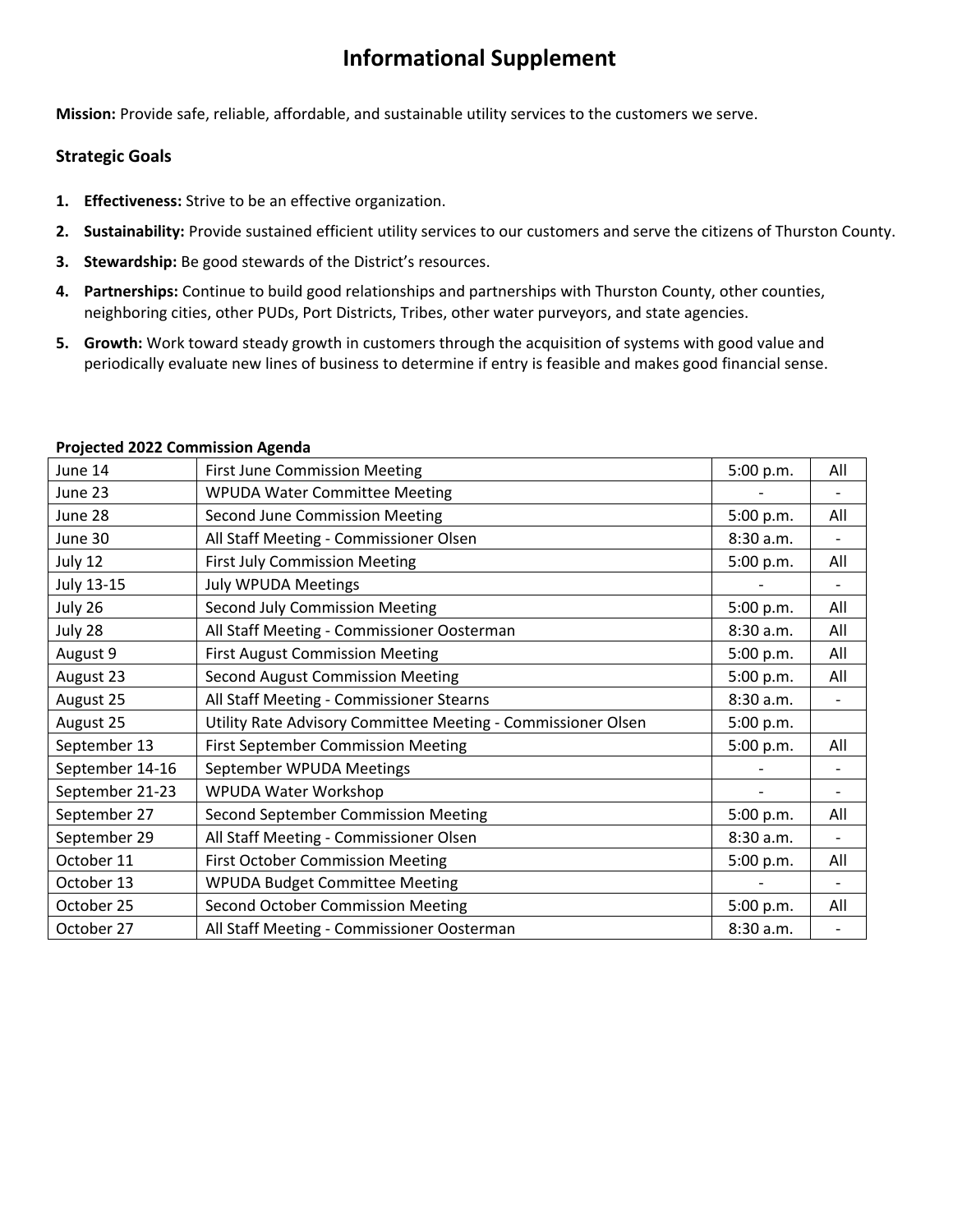# Informational Supplement

**Mission:** Provide safe, reliable, affordable, and sustainable utility services to the customers we serve.

### Strategic Goals

1. **Effectiveness:** Strive to be an effective organization.
2. **Sustainability:** Provide sustained efficient utility services to our customers and serve the citizens of Thurston County.
3. **Stewardship:** Be good stewards of the District's resources.
4. **Partnerships:** Continue to build good relationships and partnerships with Thurston County, other counties, neighboring cities, other PUDs, Port Districts, Tribes, other water purveyors, and state agencies.
5. **Growth:** Work toward steady growth in customers through the acquisition of systems with good value and periodically evaluate new lines of business to determine if entry is feasible and makes good financial sense.

**Projected 2022 Commission Agenda**

| | | | |
|---|---|---|---|
| June 14 | First June Commission Meeting | 5:00 p.m. | All |
| June 23 | WPUDA Water Committee Meeting | - | - |
| June 28 | Second June Commission Meeting | 5:00 p.m. | All |
| June 30 | All Staff Meeting - Commissioner Olsen | 8:30 a.m. | - |
| July 12 | First July Commission Meeting | 5:00 p.m. | All |
| July 13-15 | July WPUDA Meetings | - | - |
| July 26 | Second July Commission Meeting | 5:00 p.m. | All |
| July 28 | All Staff Meeting - Commissioner Oosterman | 8:30 a.m. | All |
| August 9 | First August Commission Meeting | 5:00 p.m. | All |
| August 23 | Second August Commission Meeting | 5:00 p.m. | All |
| August 25 | All Staff Meeting - Commissioner Stearns | 8:30 a.m. | - |
| August 25 | Utility Rate Advisory Committee Meeting - Commissioner Olsen | 5:00 p.m. | |
| September 13 | First September Commission Meeting | 5:00 p.m. | All |
| September 14-16 | September WPUDA Meetings | - | - |
| September 21-23 | WPUDA Water Workshop | - | - |
| September 27 | Second September Commission Meeting | 5:00 p.m. | All |
| September 29 | All Staff Meeting - Commissioner Olsen | 8:30 a.m. | - |
| October 11 | First October Commission Meeting | 5:00 p.m. | All |
| October 13 | WPUDA Budget Committee Meeting | - | - |
| October 25 | Second October Commission Meeting | 5:00 p.m. | All |
| October 27 | All Staff Meeting - Commissioner Oosterman | 8:30 a.m. | - |